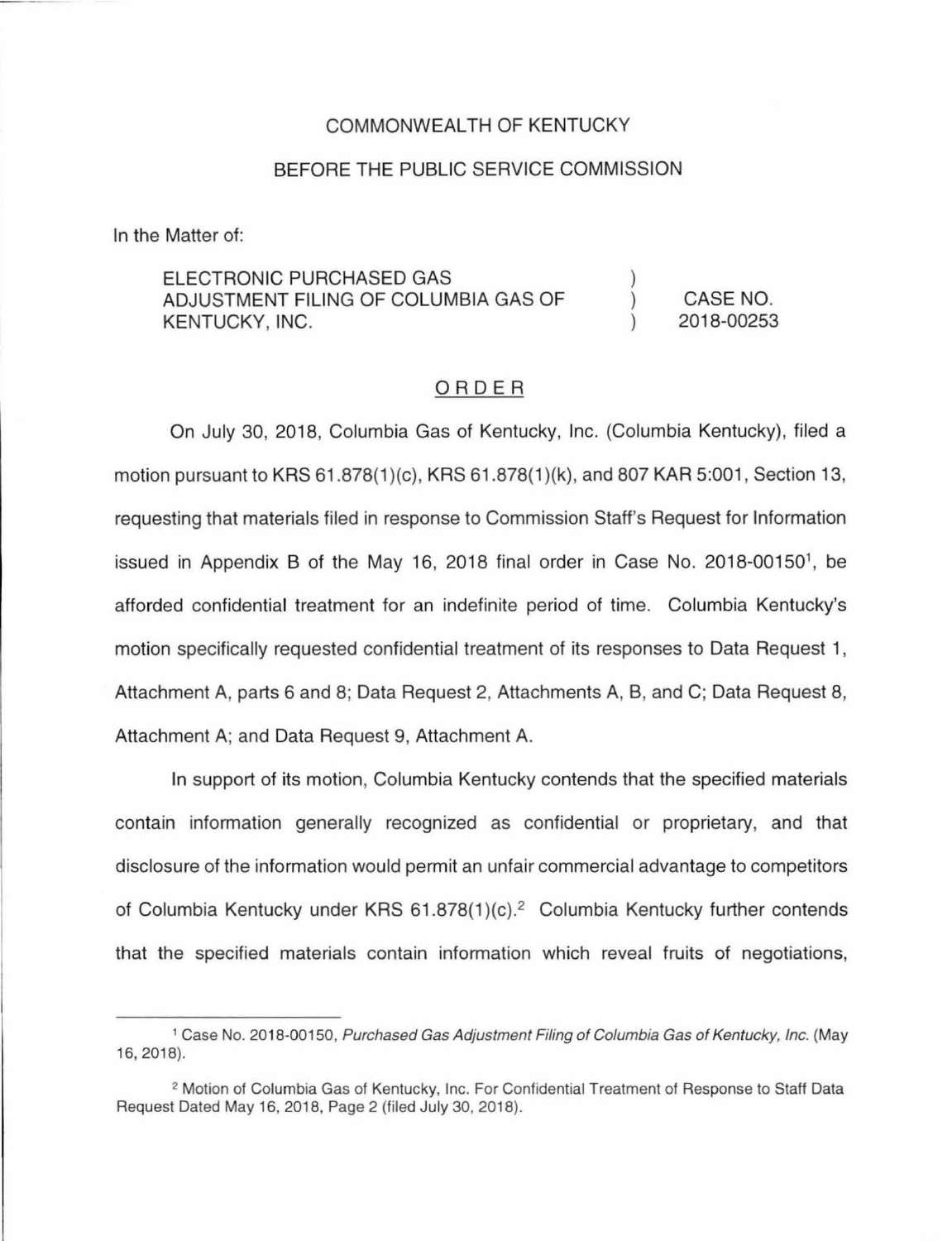COMMONWEALTH OF KENTUCKY

BEFORE THE PUBLIC SERVICE COMMISSION

In the Matter of:

| | | |
|---|---|---|
| ELECTRONIC PURCHASED GAS ADJUSTMENT FILING OF COLUMBIA GAS OF KENTUCKY, INC. | ) ) ) | CASE NO. 2018-00253 |

## ORDER

On July 30, 2018, Columbia Gas of Kentucky, Inc. (Columbia Kentucky), filed a motion pursuant to KRS 61.878(1)(c), KRS 61.878(1)(k), and 807 KAR 5:001, Section 13, requesting that materials filed in response to Commission Staff's Request for Information issued in Appendix B of the May 16, 2018 final order in Case No. 2018-00150[1], be afforded confidential treatment for an indefinite period of time. Columbia Kentucky's motion specifically requested confidential treatment of its responses to Data Request 1, Attachment A, parts 6 and 8; Data Request 2, Attachments A, B, and C; Data Request 8, Attachment A; and Data Request 9, Attachment A.

In support of its motion, Columbia Kentucky contends that the specified materials contain information generally recognized as confidential or proprietary, and that disclosure of the information would permit an unfair commercial advantage to competitors of Columbia Kentucky under KRS 61.878(1)(c).[2] Columbia Kentucky further contends that the specified materials contain information which reveal fruits of negotiations,

---

[1] Case No. 2018-00150, *Purchased Gas Adjustment Filing of Columbia Gas of Kentucky, Inc.* (May 16, 2018).

[2] Motion of Columbia Gas of Kentucky, Inc. For Confidential Treatment of Response to Staff Data Request Dated May 16, 2018, Page 2 (filed July 30, 2018).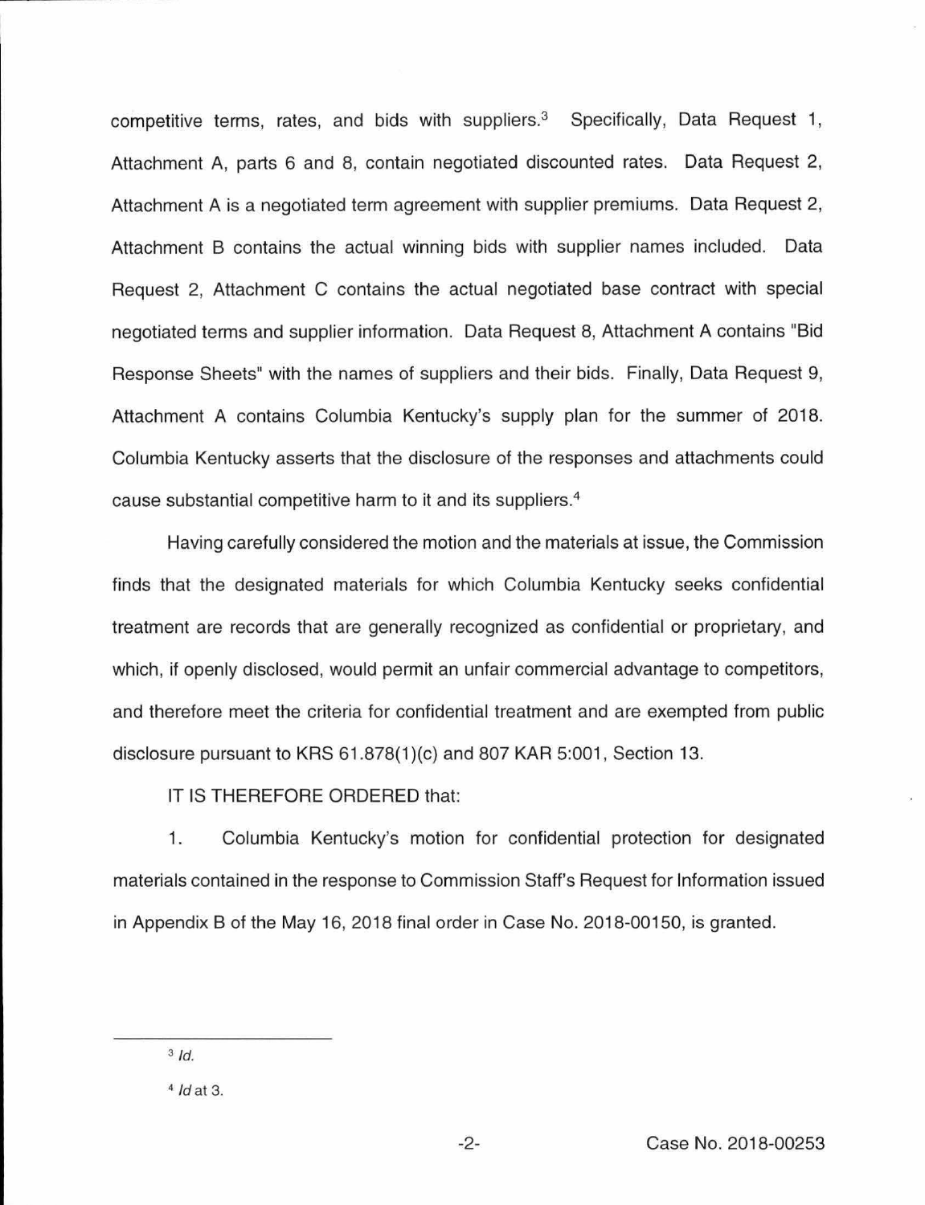competitive terms, rates, and bids with suppliers.[3] Specifically, Data Request 1, Attachment A, parts 6 and 8, contain negotiated discounted rates. Data Request 2, Attachment A is a negotiated term agreement with supplier premiums. Data Request 2, Attachment B contains the actual winning bids with supplier names included. Data Request 2, Attachment C contains the actual negotiated base contract with special negotiated terms and supplier information. Data Request 8, Attachment A contains "Bid Response Sheets" with the names of suppliers and their bids. Finally, Data Request 9, Attachment A contains Columbia Kentucky's supply plan for the summer of 2018. Columbia Kentucky asserts that the disclosure of the responses and attachments could cause substantial competitive harm to it and its suppliers.[4]

Having carefully considered the motion and the materials at issue, the Commission finds that the designated materials for which Columbia Kentucky seeks confidential treatment are records that are generally recognized as confidential or proprietary, and which, if openly disclosed, would permit an unfair commercial advantage to competitors, and therefore meet the criteria for confidential treatment and are exempted from public disclosure pursuant to KRS 61.878(1)(c) and 807 KAR 5:001, Section 13.

IT IS THEREFORE ORDERED that:

1. Columbia Kentucky's motion for confidential protection for designated materials contained in the response to Commission Staff's Request for Information issued in Appendix B of the May 16, 2018 final order in Case No. 2018-00150, is granted.

---

[3] *Id.*

[4] *Id* at 3.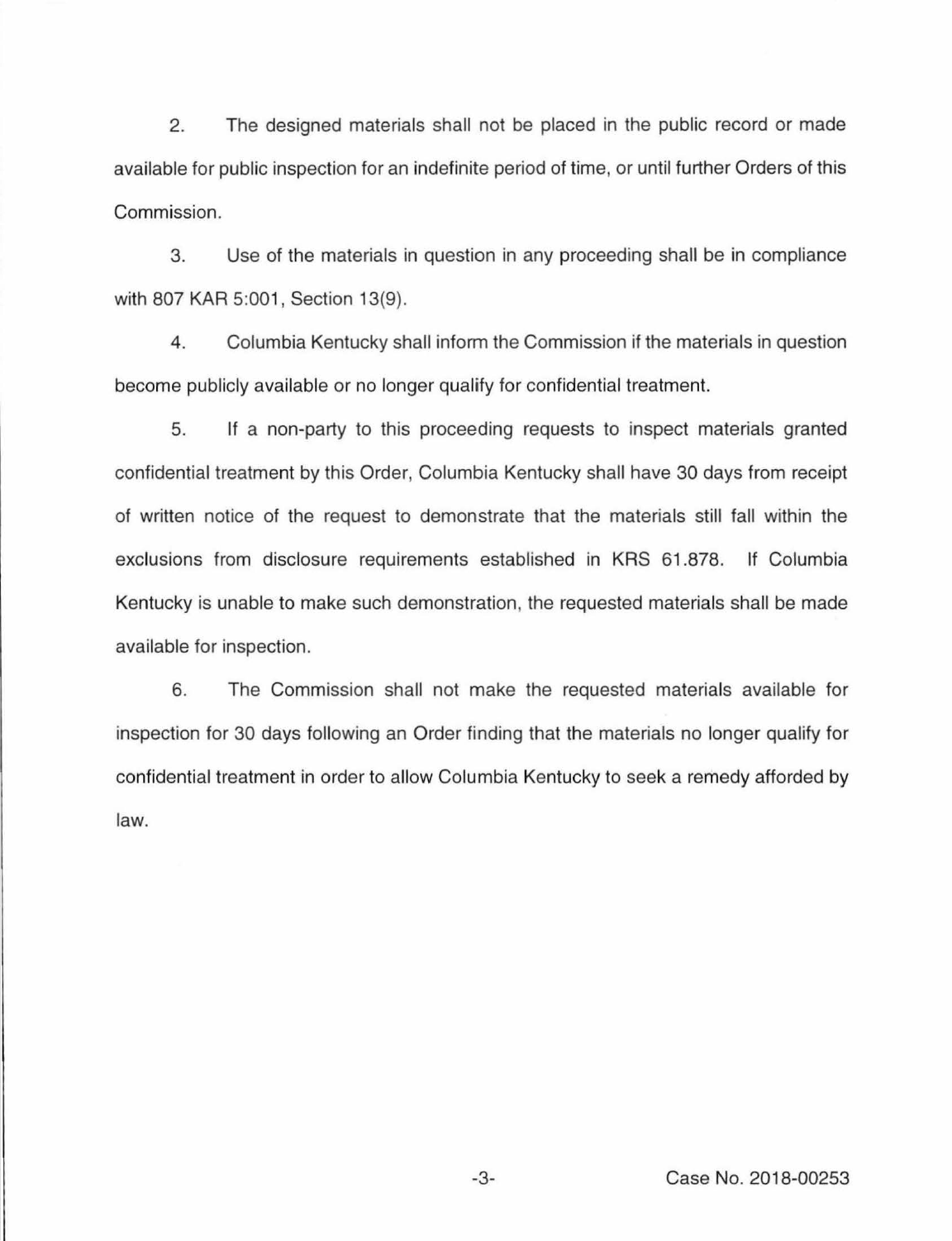2. The designed materials shall not be placed in the public record or made available for public inspection for an indefinite period of time, or until further Orders of this Commission.

3. Use of the materials in question in any proceeding shall be in compliance with 807 KAR 5:001, Section 13(9).

4. Columbia Kentucky shall inform the Commission if the materials in question become publicly available or no longer qualify for confidential treatment.

5. If a non-party to this proceeding requests to inspect materials granted confidential treatment by this Order, Columbia Kentucky shall have 30 days from receipt of written notice of the request to demonstrate that the materials still fall within the exclusions from disclosure requirements established in KRS 61.878. If Columbia Kentucky is unable to make such demonstration, the requested materials shall be made available for inspection.

6. The Commission shall not make the requested materials available for inspection for 30 days following an Order finding that the materials no longer qualify for confidential treatment in order to allow Columbia Kentucky to seek a remedy afforded by law.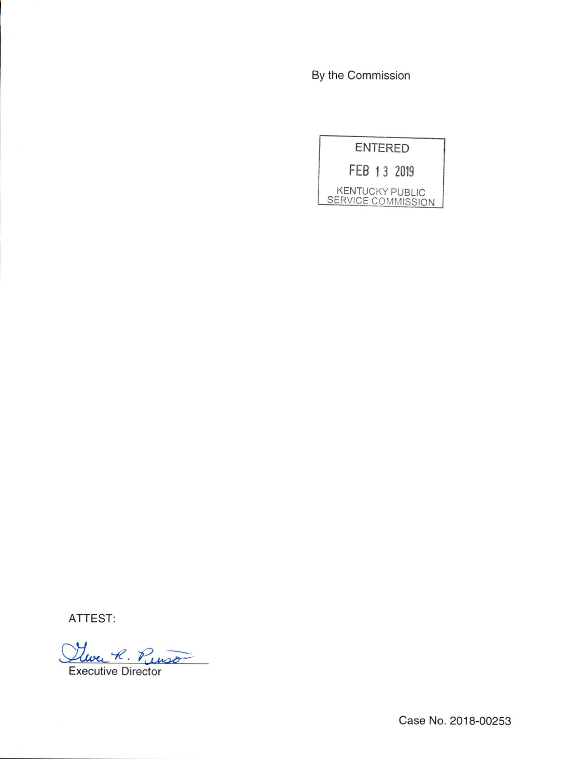By the Commission

ENTERED

FEB 13 2019

KENTUCKY PUBLIC SERVICE COMMISSION

ATTEST:

Gwen R. Pinson

Executive Director

Case No. 2018-00253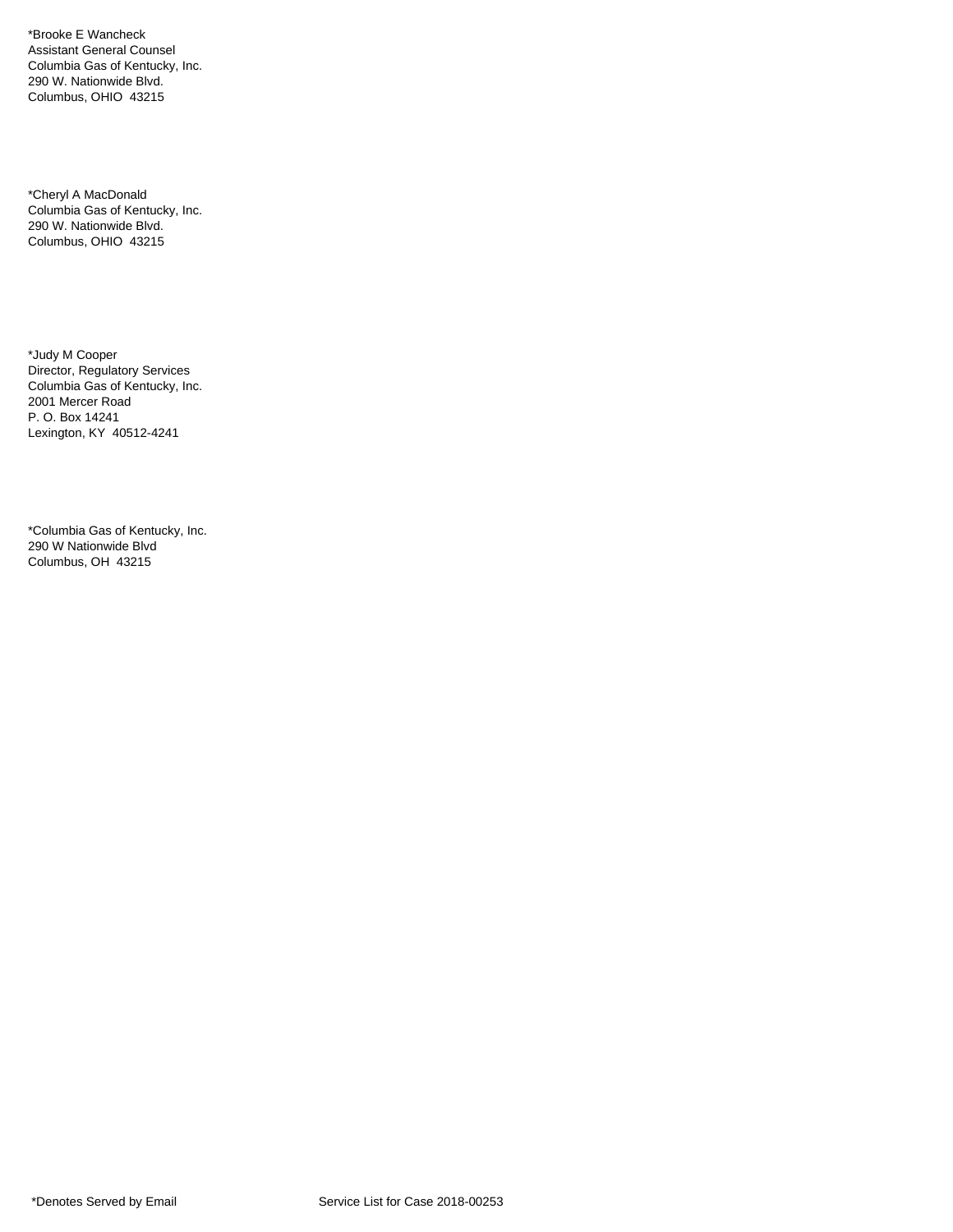*Brooke E Wancheck
Assistant General Counsel
Columbia Gas of Kentucky, Inc.
290 W. Nationwide Blvd.
Columbus, OHIO  43215

*Cheryl A MacDonald
Columbia Gas of Kentucky, Inc.
290 W. Nationwide Blvd.
Columbus, OHIO  43215

*Judy M Cooper
Director, Regulatory Services
Columbia Gas of Kentucky, Inc.
2001 Mercer Road
P. O. Box 14241
Lexington, KY  40512-4241

*Columbia Gas of Kentucky, Inc.
290 W Nationwide Blvd
Columbus, OH  43215

*Denotes Served by Email

Service List for Case 2018-00253